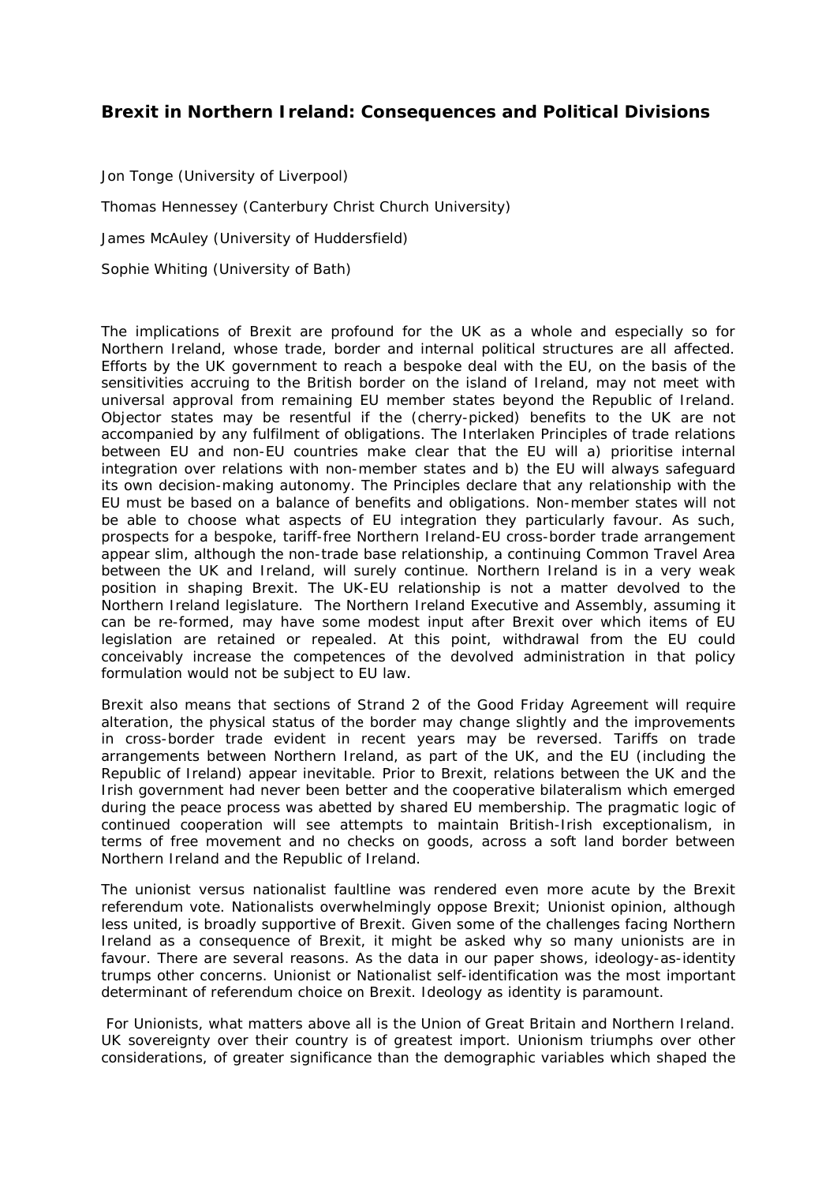## Brexit in Northern Ireland: Consequences and Political Divisions

Jon Tonge (University of Liverpool)

Thomas Hennessey (Canterbury Christ Church University)

James McAuley (University of Huddersfield)

Sophie Whiting (University of Bath)

The implications of Brexit are profound for the UK as a whole and especially so for Northern Ireland, whose trade, border and internal political structures are all affected. Efforts by the UK government to reach a bespoke deal with the EU, on the basis of the sensitivities accruing to the British border on the island of Ireland, may not meet with universal approval from remaining EU member states beyond the Republic of Ireland. Objector states may be resentful if the (cherry-picked) benefits to the UK are not accompanied by any fulfilment of obligations. The Interlaken Principles of trade relations between EU and non-EU countries make clear that the EU will a) prioritise internal integration over relations with non-member states and b) the EU will always safeguard its own decision-making autonomy. The Principles declare that any relationship with the EU must be based on a balance of benefits and obligations. Non-member states will not be able to choose what aspects of EU integration they particularly favour. As such, prospects for a bespoke, tariff-free Northern Ireland-EU cross-border trade arrangement appear slim, although the non-trade base relationship, a continuing Common Travel Area between the UK and Ireland, will surely continue. Northern Ireland is in a very weak position in shaping Brexit. The UK-EU relationship is not a matter devolved to the Northern Ireland legislature. The Northern Ireland Executive and Assembly, assuming it can be re-formed, may have some modest input after Brexit over which items of EU legislation are retained or repealed. At this point, withdrawal from the EU could conceivably increase the competences of the devolved administration in that policy formulation would not be subject to EU law.

Brexit also means that sections of Strand 2 of the Good Friday Agreement will require alteration, the physical status of the border may change slightly and the improvements in cross-border trade evident in recent years may be reversed. Tariffs on trade arrangements between Northern Ireland, as part of the UK, and the EU (including the Republic of Ireland) appear inevitable. Prior to Brexit, relations between the UK and the Irish government had never been better and the cooperative bilateralism which emerged during the peace process was abetted by shared EU membership. The pragmatic logic of continued cooperation will see attempts to maintain British-Irish exceptionalism, in terms of free movement and no checks on goods, across a soft land border between Northern Ireland and the Republic of Ireland.

The unionist versus nationalist faultline was rendered even more acute by the Brexit referendum vote. Nationalists overwhelmingly oppose Brexit; Unionist opinion, although less united, is broadly supportive of Brexit. Given some of the challenges facing Northern Ireland as a consequence of Brexit, it might be asked why so many unionists are in favour. There are several reasons. As the data in our paper shows, ideology-as-identity trumps other concerns. Unionist or Nationalist self-identification was the most important determinant of referendum choice on Brexit. Ideology as identity is paramount.

For Unionists, what matters above all is the Union of Great Britain and Northern Ireland. UK sovereignty over their country is of greatest import. Unionism triumphs over other considerations, of greater significance than the demographic variables which shaped the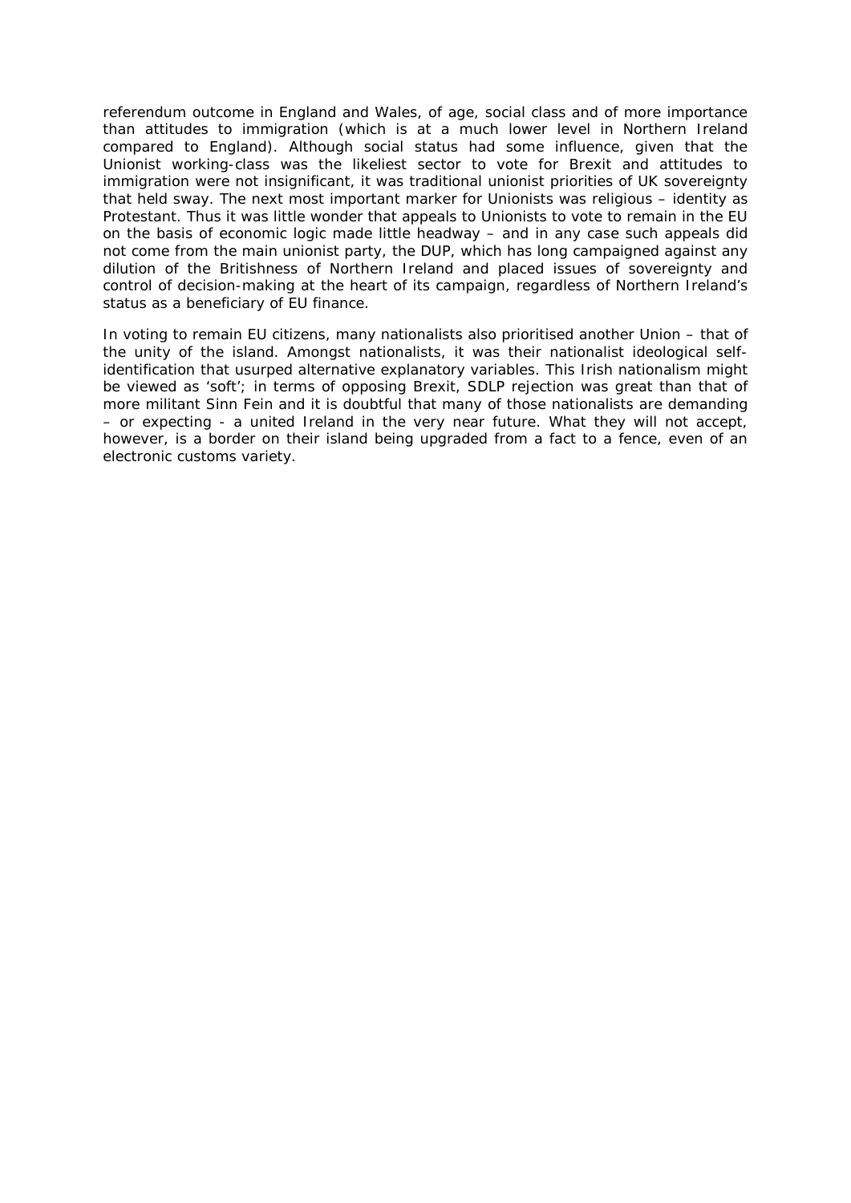referendum outcome in England and Wales, of age, social class and of more importance than attitudes to immigration (which is at a much lower level in Northern Ireland compared to England). Although social status had some influence, given that the Unionist working-class was the likeliest sector to vote for Brexit and attitudes to immigration were not insignificant, it was traditional unionist priorities of UK sovereignty that held sway. The next most important marker for Unionists was religious – identity as Protestant. Thus it was little wonder that appeals to Unionists to vote to remain in the EU on the basis of economic logic made little headway – and in any case such appeals did not come from the main unionist party, the DUP, which has long campaigned against any dilution of the Britishness of Northern Ireland and placed issues of sovereignty and control of decision-making at the heart of its campaign, regardless of Northern Ireland's status as a beneficiary of EU finance.

In voting to remain EU citizens, many nationalists also prioritised another Union – that of the unity of the island. Amongst nationalists, it was their nationalist ideological self-identification that usurped alternative explanatory variables. This Irish nationalism might be viewed as 'soft'; in terms of opposing Brexit, SDLP rejection was great than that of more militant Sinn Fein and it is doubtful that many of those nationalists are demanding – or expecting - a united Ireland in the very near future. What they will not accept, however, is a border on their island being upgraded from a fact to a fence, even of an electronic customs variety.